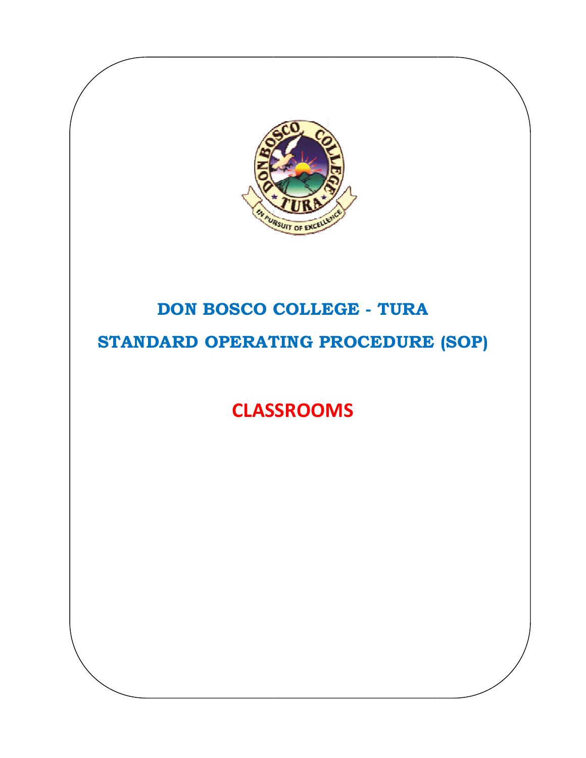# DON BOSCO COLLEGE - TURA

## STANDARD OPERATING PROCEDURE (SOP)

## CLASSROOMS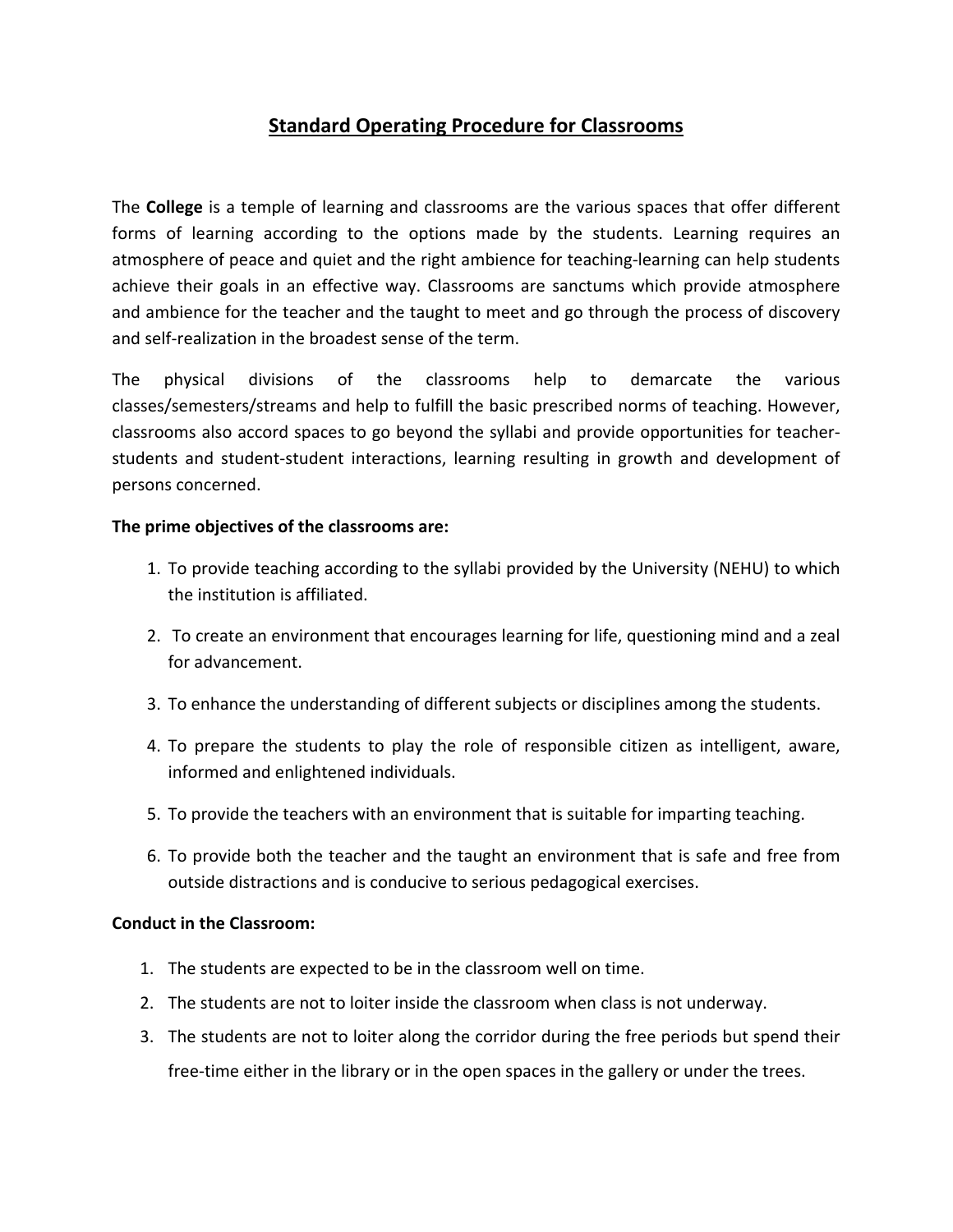# Standard Operating Procedure for Classrooms

The **College** is a temple of learning and classrooms are the various spaces that offer different forms of learning according to the options made by the students. Learning requires an atmosphere of peace and quiet and the right ambience for teaching-learning can help students achieve their goals in an effective way. Classrooms are sanctums which provide atmosphere and ambience for the teacher and the taught to meet and go through the process of discovery and self-realization in the broadest sense of the term.

The physical divisions of the classrooms help to demarcate the various classes/semesters/streams and help to fulfill the basic prescribed norms of teaching. However, classrooms also accord spaces to go beyond the syllabi and provide opportunities for teacher-students and student-student interactions, learning resulting in growth and development of persons concerned.

**The prime objectives of the classrooms are:**

1. To provide teaching according to the syllabi provided by the University (NEHU) to which the institution is affiliated.
2. To create an environment that encourages learning for life, questioning mind and a zeal for advancement.
3. To enhance the understanding of different subjects or disciplines among the students.
4. To prepare the students to play the role of responsible citizen as intelligent, aware, informed and enlightened individuals.
5. To provide the teachers with an environment that is suitable for imparting teaching.
6. To provide both the teacher and the taught an environment that is safe and free from outside distractions and is conducive to serious pedagogical exercises.

**Conduct in the Classroom:**

1. The students are expected to be in the classroom well on time.
2. The students are not to loiter inside the classroom when class is not underway.
3. The students are not to loiter along the corridor during the free periods but spend their free-time either in the library or in the open spaces in the gallery or under the trees.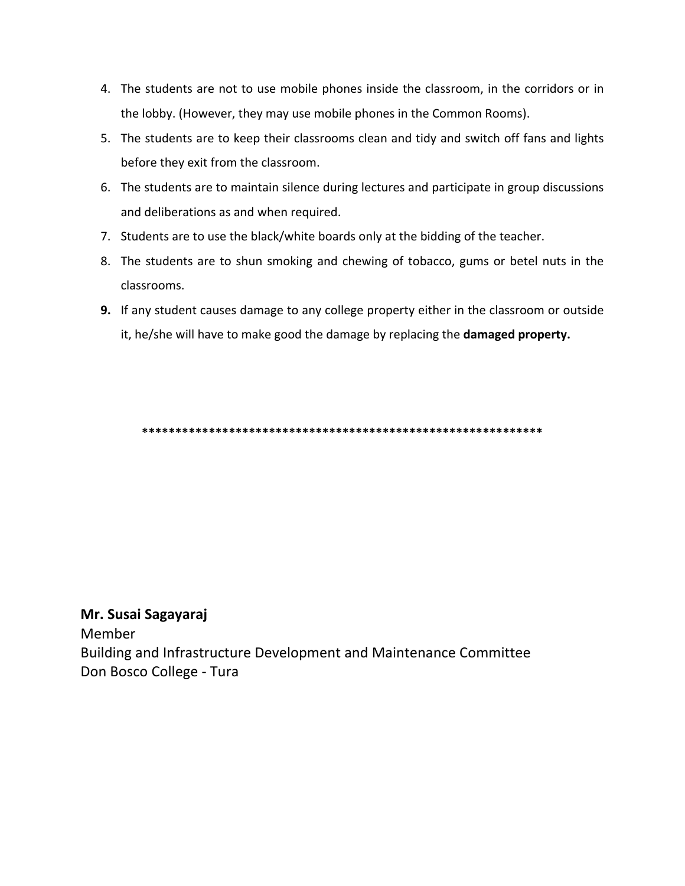4. The students are not to use mobile phones inside the classroom, in the corridors or in the lobby. (However, they may use mobile phones in the Common Rooms).
5. The students are to keep their classrooms clean and tidy and switch off fans and lights before they exit from the classroom.
6. The students are to maintain silence during lectures and participate in group discussions and deliberations as and when required.
7. Students are to use the black/white boards only at the bidding of the teacher.
8. The students are to shun smoking and chewing of tobacco, gums or betel nuts in the classrooms.
9. If any student causes damage to any college property either in the classroom or outside it, he/she will have to make good the damage by replacing the **damaged property.**

**************************************************************

**Mr. Susai Sagayaraj**
Member
Building and Infrastructure Development and Maintenance Committee
Don Bosco College - Tura